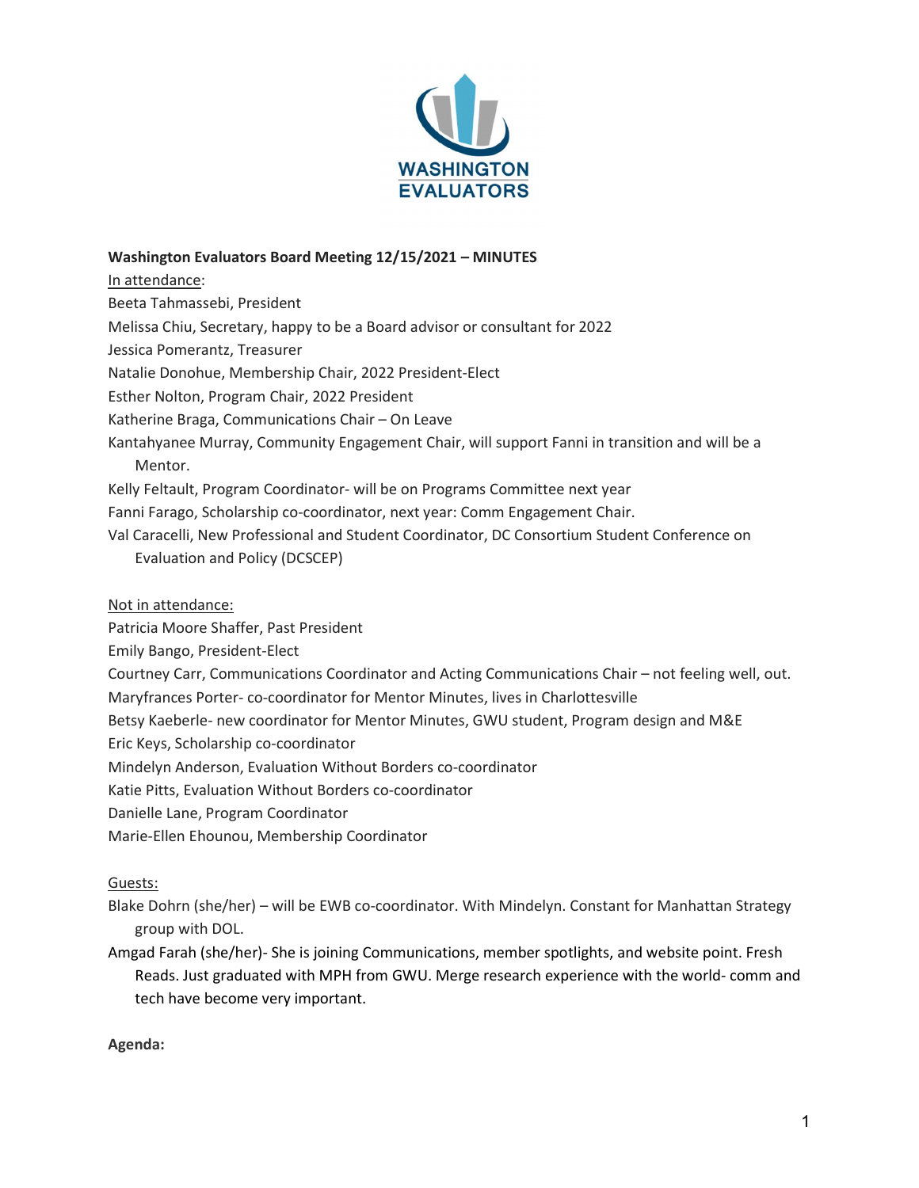**Washington Evaluators Board Meeting 12/15/2021 – MINUTES**

In attendance:

Beeta Tahmassebi, President
Melissa Chiu, Secretary, happy to be a Board advisor or consultant for 2022
Jessica Pomerantz, Treasurer
Natalie Donohue, Membership Chair, 2022 President-Elect
Esther Nolton, Program Chair, 2022 President
Katherine Braga, Communications Chair – On Leave
Kantahyanee Murray, Community Engagement Chair, will support Fanni in transition and will be a Mentor.
Kelly Feltault, Program Coordinator- will be on Programs Committee next year
Fanni Farago, Scholarship co-coordinator, next year: Comm Engagement Chair.
Val Caracelli, New Professional and Student Coordinator, DC Consortium Student Conference on Evaluation and Policy (DCSCEP)

Not in attendance:

Patricia Moore Shaffer, Past President
Emily Bango, President-Elect
Courtney Carr, Communications Coordinator and Acting Communications Chair – not feeling well, out.
Maryfrances Porter- co-coordinator for Mentor Minutes, lives in Charlottesville
Betsy Kaeberle- new coordinator for Mentor Minutes, GWU student, Program design and M&E
Eric Keys, Scholarship co-coordinator
Mindelyn Anderson, Evaluation Without Borders co-coordinator
Katie Pitts, Evaluation Without Borders co-coordinator
Danielle Lane, Program Coordinator
Marie-Ellen Ehounou, Membership Coordinator

Guests:

Blake Dohrn (she/her) – will be EWB co-coordinator. With Mindelyn. Constant for Manhattan Strategy group with DOL.
Amgad Farah (she/her)- She is joining Communications, member spotlights, and website point. Fresh Reads. Just graduated with MPH from GWU. Merge research experience with the world- comm and tech have become very important.

**Agenda:**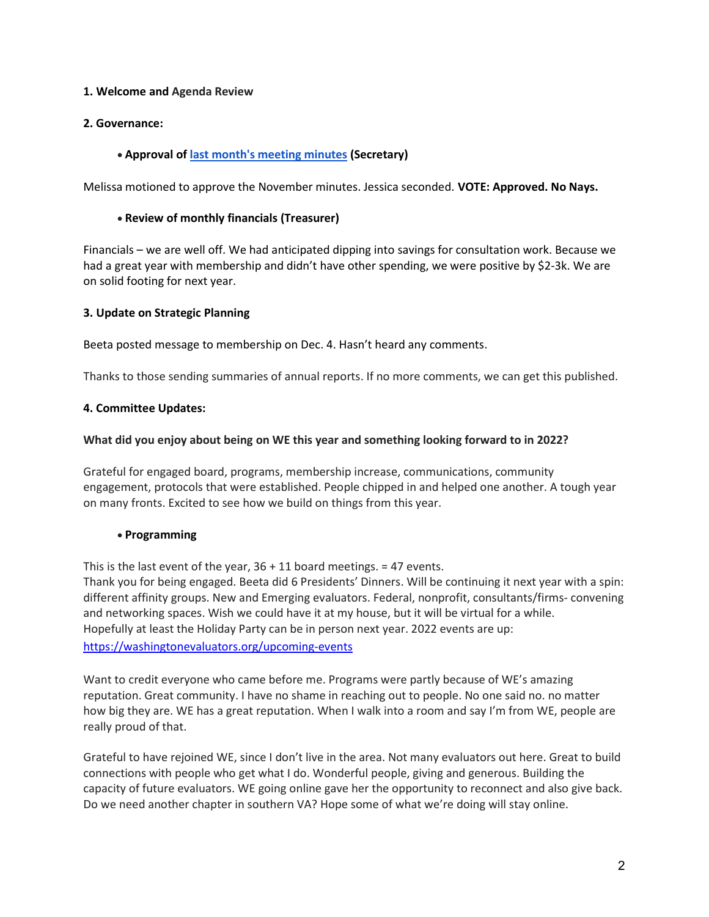**1. Welcome and Agenda Review**

**2. Governance:**

- **Approval of [last month's meeting minutes](last month's meeting minutes) (Secretary)**

Melissa motioned to approve the November minutes. Jessica seconded. **VOTE: Approved. No Nays.**

- **Review of monthly financials (Treasurer)**

Financials – we are well off. We had anticipated dipping into savings for consultation work. Because we had a great year with membership and didn't have other spending, we were positive by $2-3k. We are on solid footing for next year.

**3. Update on Strategic Planning**

Beeta posted message to membership on Dec. 4. Hasn't heard any comments.

Thanks to those sending summaries of annual reports. If no more comments, we can get this published.

**4. Committee Updates:**

**What did you enjoy about being on WE this year and something looking forward to in 2022?**

Grateful for engaged board, programs, membership increase, communications, community engagement, protocols that were established. People chipped in and helped one another. A tough year on many fronts. Excited to see how we build on things from this year.

- **Programming**

This is the last event of the year, 36 + 11 board meetings. = 47 events.
Thank you for being engaged. Beeta did 6 Presidents' Dinners. Will be continuing it next year with a spin: different affinity groups. New and Emerging evaluators. Federal, nonprofit, consultants/firms- convening and networking spaces. Wish we could have it at my house, but it will be virtual for a while.
Hopefully at least the Holiday Party can be in person next year. 2022 events are up:
https://washingtonevaluators.org/upcoming-events

Want to credit everyone who came before me. Programs were partly because of WE's amazing reputation. Great community. I have no shame in reaching out to people. No one said no. no matter how big they are. WE has a great reputation. When I walk into a room and say I'm from WE, people are really proud of that.

Grateful to have rejoined WE, since I don't live in the area. Not many evaluators out here. Great to build connections with people who get what I do. Wonderful people, giving and generous. Building the capacity of future evaluators. WE going online gave her the opportunity to reconnect and also give back. Do we need another chapter in southern VA? Hope some of what we're doing will stay online.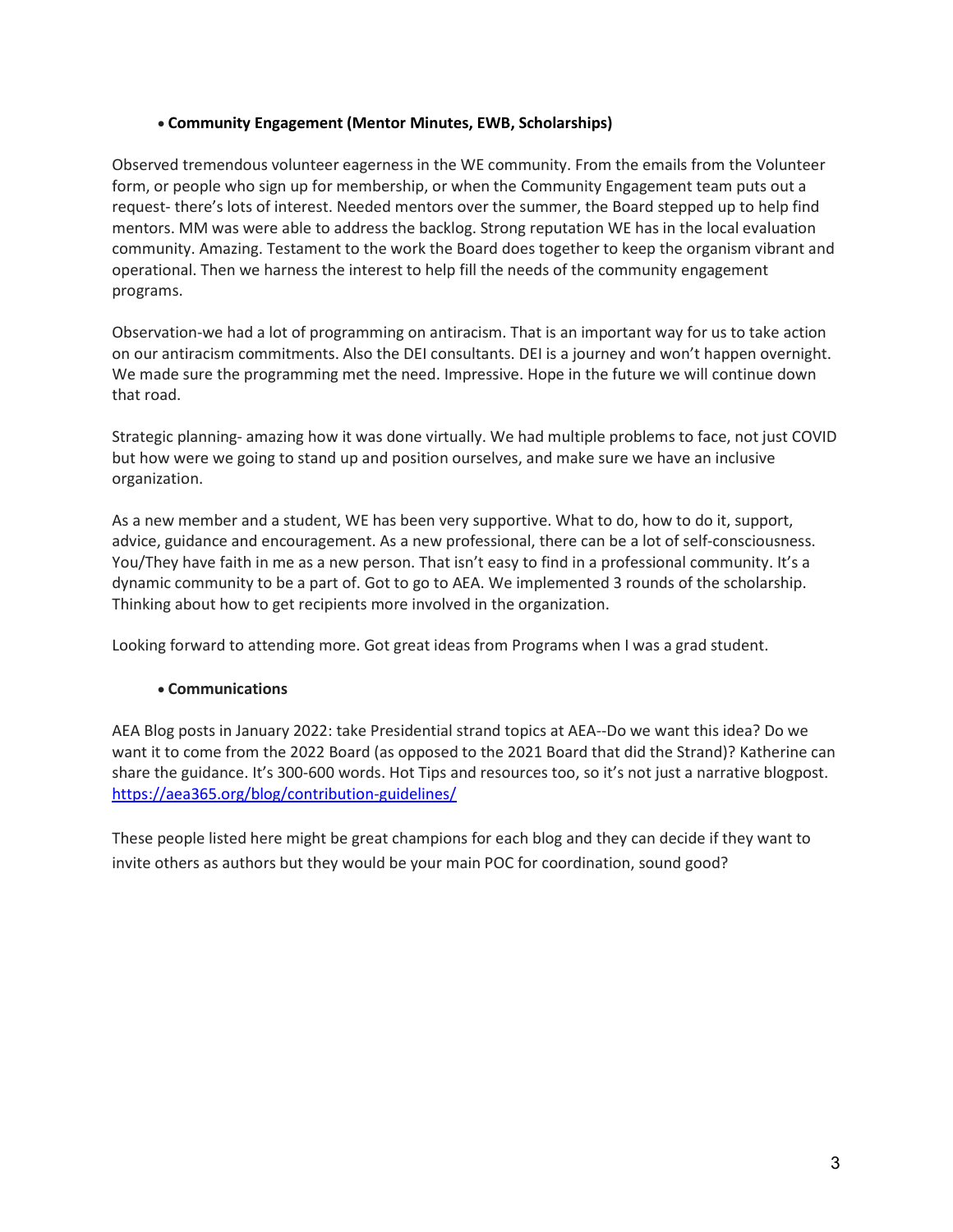- **Community Engagement (Mentor Minutes, EWB, Scholarships)**

Observed tremendous volunteer eagerness in the WE community. From the emails from the Volunteer form, or people who sign up for membership, or when the Community Engagement team puts out a request- there's lots of interest. Needed mentors over the summer, the Board stepped up to help find mentors. MM was were able to address the backlog. Strong reputation WE has in the local evaluation community. Amazing. Testament to the work the Board does together to keep the organism vibrant and operational. Then we harness the interest to help fill the needs of the community engagement programs.

Observation-we had a lot of programming on antiracism. That is an important way for us to take action on our antiracism commitments. Also the DEI consultants. DEI is a journey and won't happen overnight. We made sure the programming met the need. Impressive. Hope in the future we will continue down that road.

Strategic planning- amazing how it was done virtually. We had multiple problems to face, not just COVID but how were we going to stand up and position ourselves, and make sure we have an inclusive organization.

As a new member and a student, WE has been very supportive. What to do, how to do it, support, advice, guidance and encouragement. As a new professional, there can be a lot of self-consciousness. You/They have faith in me as a new person. That isn't easy to find in a professional community. It's a dynamic community to be a part of. Got to go to AEA. We implemented 3 rounds of the scholarship. Thinking about how to get recipients more involved in the organization.

Looking forward to attending more. Got great ideas from Programs when I was a grad student.

- **Communications**

AEA Blog posts in January 2022: take Presidential strand topics at AEA--Do we want this idea? Do we want it to come from the 2022 Board (as opposed to the 2021 Board that did the Strand)? Katherine can share the guidance. It's 300-600 words. Hot Tips and resources too, so it's not just a narrative blogpost. [https://aea365.org/blog/contribution-guidelines/](https://aea365.org/blog/contribution-guidelines/)

These people listed here might be great champions for each blog and they can decide if they want to invite others as authors but they would be your main POC for coordination, sound good?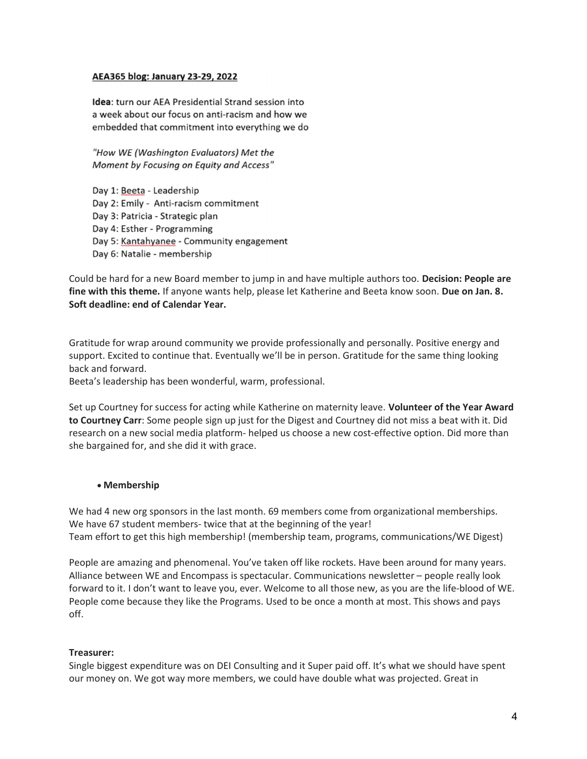**AEA365 blog: January 23-29, 2022**

**Idea**: turn our AEA Presidential Strand session into a week about our focus on anti-racism and how we embedded that commitment into everything we do

*"How WE (Washington Evaluators) Met the Moment by Focusing on Equity and Access"*

Day 1: Beeta - Leadership
Day 2: Emily - Anti-racism commitment
Day 3: Patricia - Strategic plan
Day 4: Esther - Programming
Day 5: Kantahyanee - Community engagement
Day 6: Natalie - membership

Could be hard for a new Board member to jump in and have multiple authors too. **Decision: People are fine with this theme.** If anyone wants help, please let Katherine and Beeta know soon. **Due on Jan. 8. Soft deadline: end of Calendar Year.**

Gratitude for wrap around community we provide professionally and personally. Positive energy and support. Excited to continue that. Eventually we'll be in person. Gratitude for the same thing looking back and forward.
Beeta's leadership has been wonderful, warm, professional.

Set up Courtney for success for acting while Katherine on maternity leave. **Volunteer of the Year Award to Courtney Carr**: Some people sign up just for the Digest and Courtney did not miss a beat with it. Did research on a new social media platform- helped us choose a new cost-effective option. Did more than she bargained for, and she did it with grace.

- **Membership**

We had 4 new org sponsors in the last month. 69 members come from organizational memberships.
We have 67 student members- twice that at the beginning of the year!
Team effort to get this high membership! (membership team, programs, communications/WE Digest)

People are amazing and phenomenal. You've taken off like rockets. Have been around for many years. Alliance between WE and Encompass is spectacular. Communications newsletter – people really look forward to it. I don't want to leave you, ever. Welcome to all those new, as you are the life-blood of WE. People come because they like the Programs. Used to be once a month at most. This shows and pays off.

**Treasurer:**
Single biggest expenditure was on DEI Consulting and it Super paid off. It's what we should have spent our money on. We got way more members, we could have double what was projected. Great in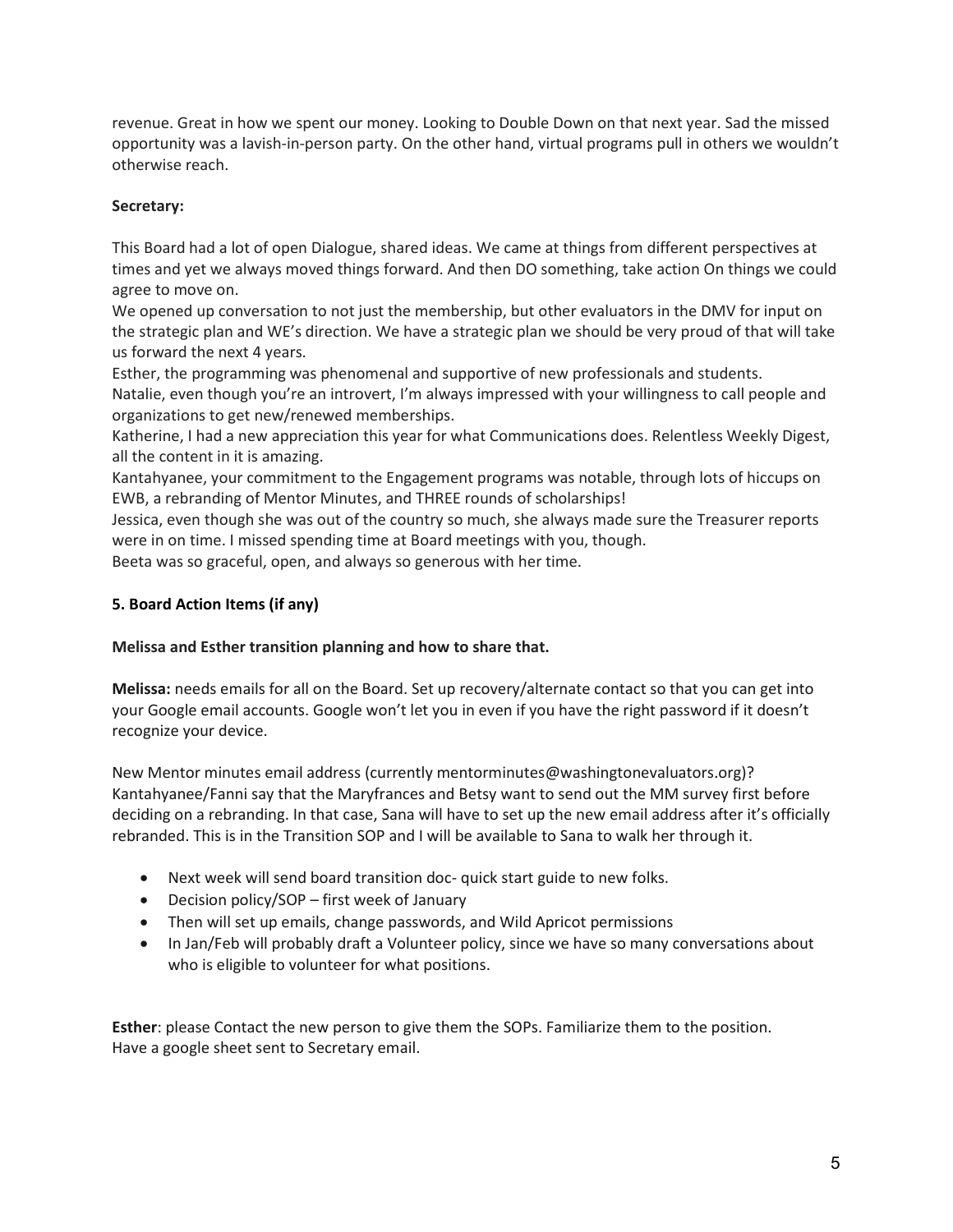revenue. Great in how we spent our money. Looking to Double Down on that next year. Sad the missed opportunity was a lavish-in-person party. On the other hand, virtual programs pull in others we wouldn't otherwise reach.

**Secretary:**

This Board had a lot of open Dialogue, shared ideas. We came at things from different perspectives at times and yet we always moved things forward. And then DO something, take action On things we could agree to move on.

We opened up conversation to not just the membership, but other evaluators in the DMV for input on the strategic plan and WE's direction. We have a strategic plan we should be very proud of that will take us forward the next 4 years.

Esther, the programming was phenomenal and supportive of new professionals and students.

Natalie, even though you're an introvert, I'm always impressed with your willingness to call people and organizations to get new/renewed memberships.

Katherine, I had a new appreciation this year for what Communications does. Relentless Weekly Digest, all the content in it is amazing.

Kantahyanee, your commitment to the Engagement programs was notable, through lots of hiccups on EWB, a rebranding of Mentor Minutes, and THREE rounds of scholarships!

Jessica, even though she was out of the country so much, she always made sure the Treasurer reports were in on time. I missed spending time at Board meetings with you, though.

Beeta was so graceful, open, and always so generous with her time.

**5. Board Action Items (if any)**

**Melissa and Esther transition planning and how to share that.**

**Melissa:** needs emails for all on the Board. Set up recovery/alternate contact so that you can get into your Google email accounts. Google won't let you in even if you have the right password if it doesn't recognize your device.

New Mentor minutes email address (currently mentorminutes@washingtonevaluators.org)? Kantahyanee/Fanni say that the Maryfrances and Betsy want to send out the MM survey first before deciding on a rebranding. In that case, Sana will have to set up the new email address after it's officially rebranded. This is in the Transition SOP and I will be available to Sana to walk her through it.

- Next week will send board transition doc- quick start guide to new folks.
- Decision policy/SOP – first week of January
- Then will set up emails, change passwords, and Wild Apricot permissions
- In Jan/Feb will probably draft a Volunteer policy, since we have so many conversations about who is eligible to volunteer for what positions.

**Esther**: please Contact the new person to give them the SOPs. Familiarize them to the position. Have a google sheet sent to Secretary email.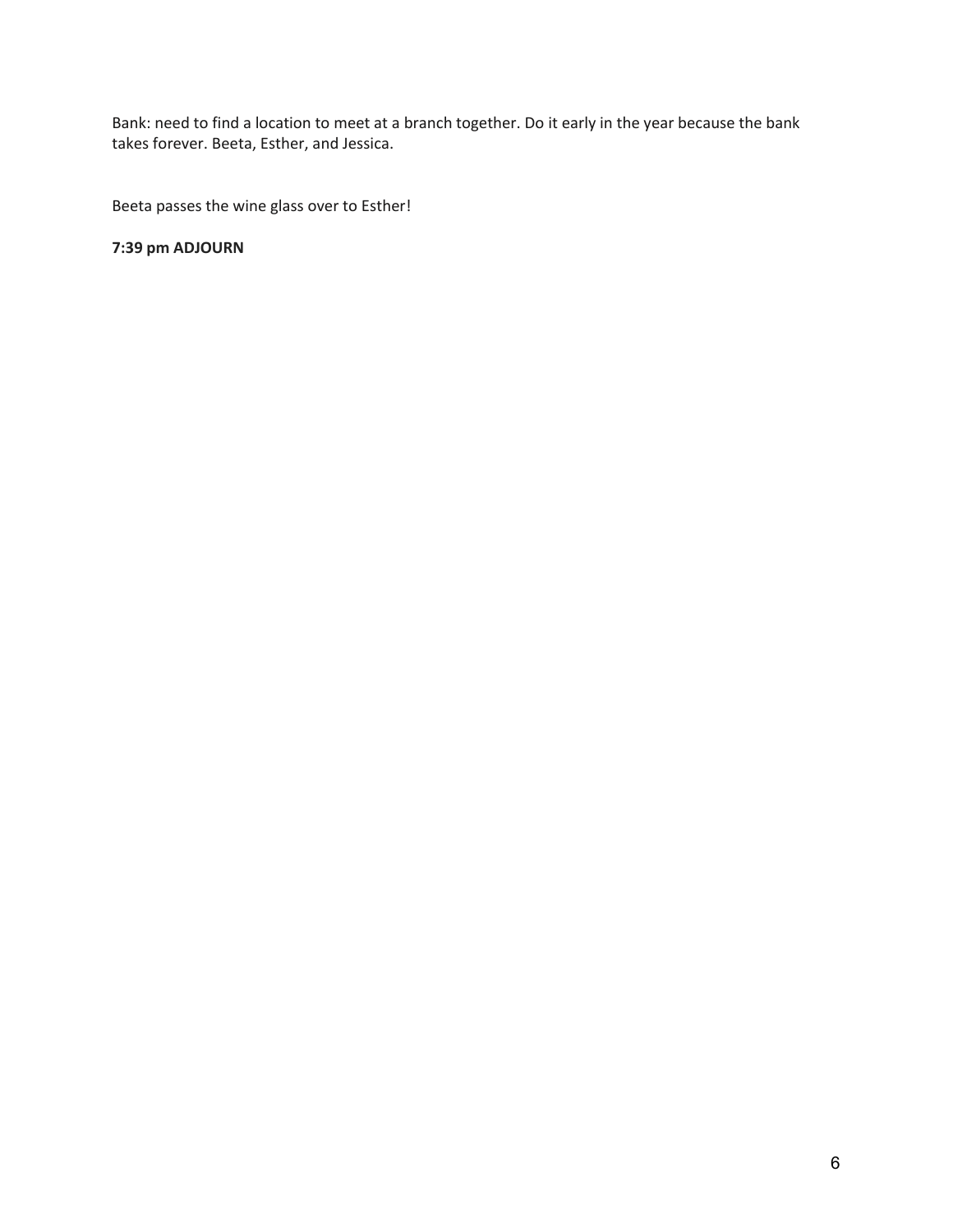Bank: need to find a location to meet at a branch together. Do it early in the year because the bank takes forever. Beeta, Esther, and Jessica.

Beeta passes the wine glass over to Esther!

**7:39 pm ADJOURN**